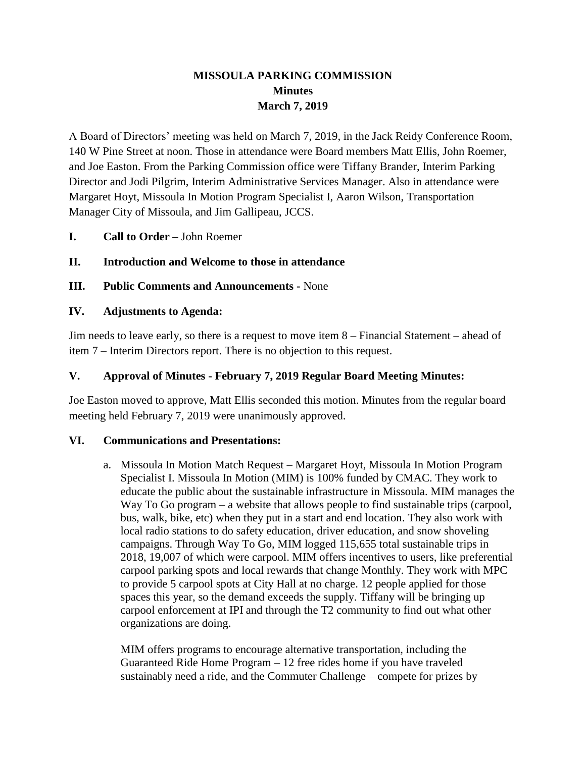# MISSOULA PARKING COMMISSION
## Minutes
## March 7, 2019

A Board of Directors' meeting was held on March 7, 2019, in the Jack Reidy Conference Room, 140 W Pine Street at noon. Those in attendance were Board members Matt Ellis, John Roemer, and Joe Easton. From the Parking Commission office were Tiffany Brander, Interim Parking Director and Jodi Pilgrim, Interim Administrative Services Manager. Also in attendance were Margaret Hoyt, Missoula In Motion Program Specialist I, Aaron Wilson, Transportation Manager City of Missoula, and Jim Gallipeau, JCCS.

**I. Call to Order –** John Roemer

**II. Introduction and Welcome to those in attendance**

**III. Public Comments and Announcements -** None

**IV. Adjustments to Agenda:**

Jim needs to leave early, so there is a request to move item 8 – Financial Statement – ahead of item 7 – Interim Directors report. There is no objection to this request.

**V. Approval of Minutes - February 7, 2019 Regular Board Meeting Minutes:**

Joe Easton moved to approve, Matt Ellis seconded this motion. Minutes from the regular board meeting held February 7, 2019 were unanimously approved.

**VI. Communications and Presentations:**

a. Missoula In Motion Match Request – Margaret Hoyt, Missoula In Motion Program Specialist I. Missoula In Motion (MIM) is 100% funded by CMAC. They work to educate the public about the sustainable infrastructure in Missoula. MIM manages the Way To Go program – a website that allows people to find sustainable trips (carpool, bus, walk, bike, etc) when they put in a start and end location. They also work with local radio stations to do safety education, driver education, and snow shoveling campaigns. Through Way To Go, MIM logged 115,655 total sustainable trips in 2018, 19,007 of which were carpool. MIM offers incentives to users, like preferential carpool parking spots and local rewards that change Monthly. They work with MPC to provide 5 carpool spots at City Hall at no charge. 12 people applied for those spaces this year, so the demand exceeds the supply. Tiffany will be bringing up carpool enforcement at IPI and through the T2 community to find out what other organizations are doing.

   MIM offers programs to encourage alternative transportation, including the Guaranteed Ride Home Program – 12 free rides home if you have traveled sustainably need a ride, and the Commuter Challenge – compete for prizes by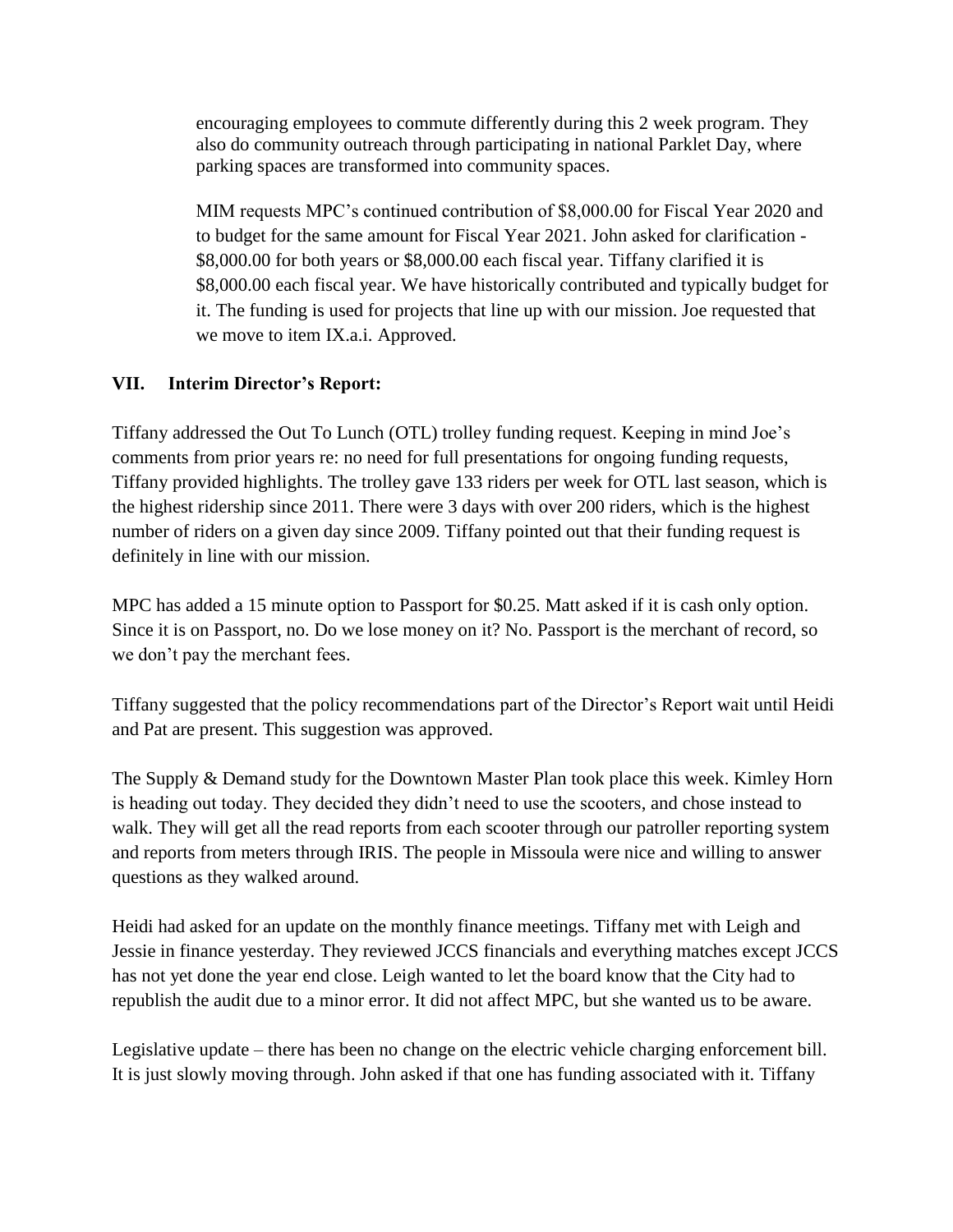encouraging employees to commute differently during this 2 week program. They also do community outreach through participating in national Parklet Day, where parking spaces are transformed into community spaces.

MIM requests MPC's continued contribution of $8,000.00 for Fiscal Year 2020 and to budget for the same amount for Fiscal Year 2021. John asked for clarification - $8,000.00 for both years or $8,000.00 each fiscal year. Tiffany clarified it is $8,000.00 each fiscal year. We have historically contributed and typically budget for it. The funding is used for projects that line up with our mission. Joe requested that we move to item IX.a.i. Approved.

## VII. Interim Director's Report:

Tiffany addressed the Out To Lunch (OTL) trolley funding request. Keeping in mind Joe's comments from prior years re: no need for full presentations for ongoing funding requests, Tiffany provided highlights. The trolley gave 133 riders per week for OTL last season, which is the highest ridership since 2011. There were 3 days with over 200 riders, which is the highest number of riders on a given day since 2009. Tiffany pointed out that their funding request is definitely in line with our mission.

MPC has added a 15 minute option to Passport for $0.25. Matt asked if it is cash only option. Since it is on Passport, no. Do we lose money on it? No. Passport is the merchant of record, so we don't pay the merchant fees.

Tiffany suggested that the policy recommendations part of the Director's Report wait until Heidi and Pat are present. This suggestion was approved.

The Supply & Demand study for the Downtown Master Plan took place this week. Kimley Horn is heading out today. They decided they didn't need to use the scooters, and chose instead to walk. They will get all the read reports from each scooter through our patroller reporting system and reports from meters through IRIS. The people in Missoula were nice and willing to answer questions as they walked around.

Heidi had asked for an update on the monthly finance meetings. Tiffany met with Leigh and Jessie in finance yesterday. They reviewed JCCS financials and everything matches except JCCS has not yet done the year end close. Leigh wanted to let the board know that the City had to republish the audit due to a minor error. It did not affect MPC, but she wanted us to be aware.

Legislative update – there has been no change on the electric vehicle charging enforcement bill. It is just slowly moving through. John asked if that one has funding associated with it. Tiffany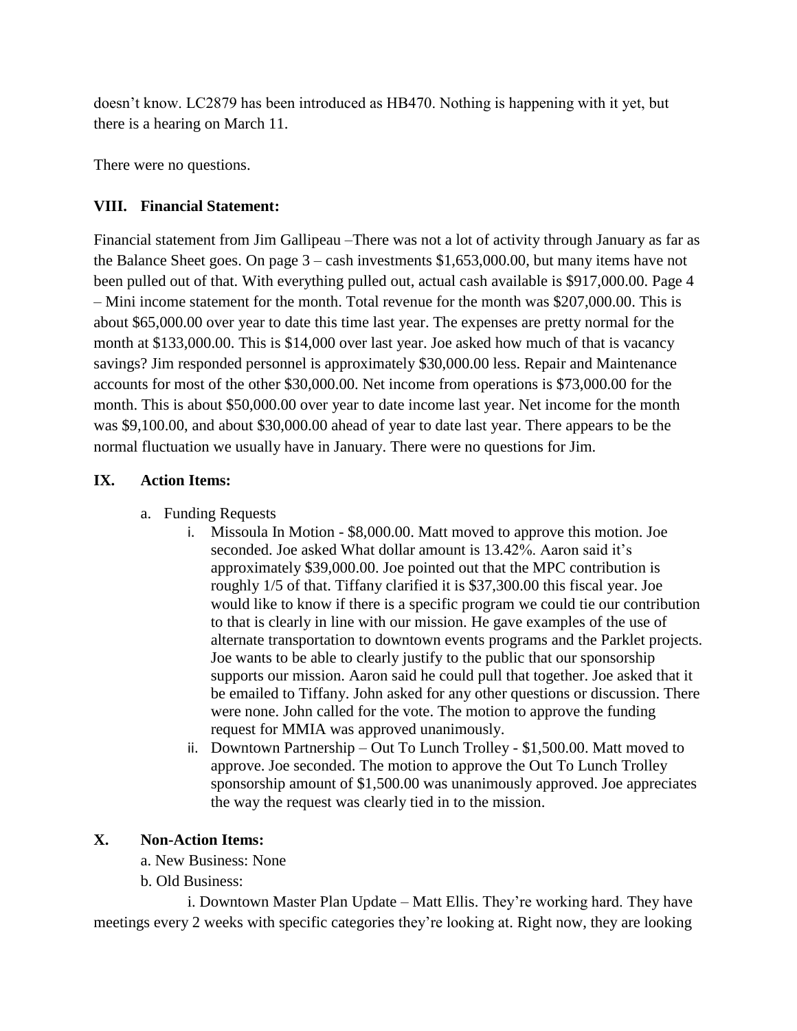doesn't know. LC2879 has been introduced as HB470. Nothing is happening with it yet, but there is a hearing on March 11.

There were no questions.

## VIII. Financial Statement:

Financial statement from Jim Gallipeau –There was not a lot of activity through January as far as the Balance Sheet goes. On page 3 – cash investments $1,653,000.00, but many items have not been pulled out of that. With everything pulled out, actual cash available is $917,000.00. Page 4 – Mini income statement for the month. Total revenue for the month was $207,000.00. This is about $65,000.00 over year to date this time last year. The expenses are pretty normal for the month at $133,000.00. This is $14,000 over last year. Joe asked how much of that is vacancy savings? Jim responded personnel is approximately $30,000.00 less. Repair and Maintenance accounts for most of the other $30,000.00. Net income from operations is $73,000.00 for the month. This is about $50,000.00 over year to date income last year. Net income for the month was $9,100.00, and about $30,000.00 ahead of year to date last year. There appears to be the normal fluctuation we usually have in January. There were no questions for Jim.

## IX. Action Items:

a. Funding Requests

   i. Missoula In Motion - $8,000.00. Matt moved to approve this motion. Joe seconded. Joe asked What dollar amount is 13.42%. Aaron said it's approximately $39,000.00. Joe pointed out that the MPC contribution is roughly 1/5 of that. Tiffany clarified it is $37,300.00 this fiscal year. Joe would like to know if there is a specific program we could tie our contribution to that is clearly in line with our mission. He gave examples of the use of alternate transportation to downtown events programs and the Parklet projects. Joe wants to be able to clearly justify to the public that our sponsorship supports our mission. Aaron said he could pull that together. Joe asked that it be emailed to Tiffany. John asked for any other questions or discussion. There were none. John called for the vote. The motion to approve the funding request for MMIA was approved unanimously.

   ii. Downtown Partnership – Out To Lunch Trolley - $1,500.00. Matt moved to approve. Joe seconded. The motion to approve the Out To Lunch Trolley sponsorship amount of $1,500.00 was unanimously approved. Joe appreciates the way the request was clearly tied in to the mission.

## X. Non-Action Items:

a. New Business: None

b. Old Business:

i. Downtown Master Plan Update – Matt Ellis. They're working hard. They have meetings every 2 weeks with specific categories they're looking at. Right now, they are looking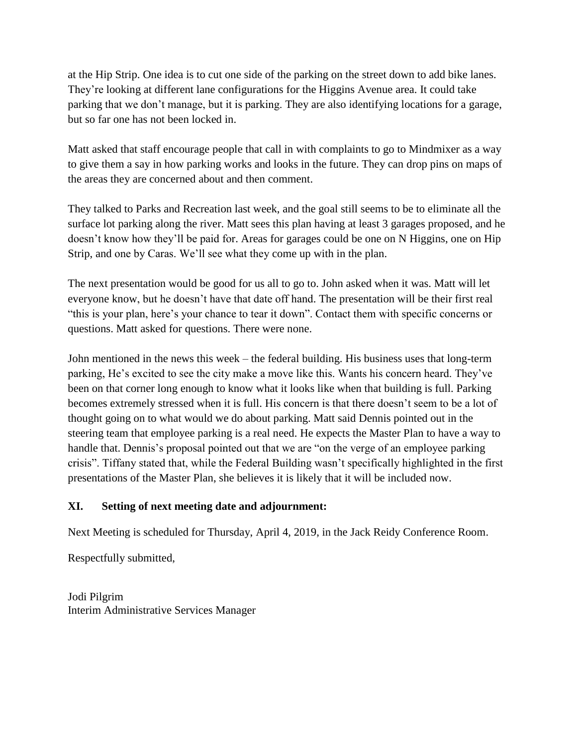at the Hip Strip. One idea is to cut one side of the parking on the street down to add bike lanes. They're looking at different lane configurations for the Higgins Avenue area. It could take parking that we don't manage, but it is parking. They are also identifying locations for a garage, but so far one has not been locked in.

Matt asked that staff encourage people that call in with complaints to go to Mindmixer as a way to give them a say in how parking works and looks in the future. They can drop pins on maps of the areas they are concerned about and then comment.

They talked to Parks and Recreation last week, and the goal still seems to be to eliminate all the surface lot parking along the river. Matt sees this plan having at least 3 garages proposed, and he doesn't know how they'll be paid for. Areas for garages could be one on N Higgins, one on Hip Strip, and one by Caras. We'll see what they come up with in the plan.

The next presentation would be good for us all to go to. John asked when it was. Matt will let everyone know, but he doesn't have that date off hand. The presentation will be their first real "this is your plan, here's your chance to tear it down". Contact them with specific concerns or questions. Matt asked for questions. There were none.

John mentioned in the news this week – the federal building. His business uses that long-term parking, He's excited to see the city make a move like this. Wants his concern heard. They've been on that corner long enough to know what it looks like when that building is full. Parking becomes extremely stressed when it is full. His concern is that there doesn't seem to be a lot of thought going on to what would we do about parking. Matt said Dennis pointed out in the steering team that employee parking is a real need. He expects the Master Plan to have a way to handle that. Dennis's proposal pointed out that we are "on the verge of an employee parking crisis". Tiffany stated that, while the Federal Building wasn't specifically highlighted in the first presentations of the Master Plan, she believes it is likely that it will be included now.

## XI. Setting of next meeting date and adjournment:

Next Meeting is scheduled for Thursday, April 4, 2019, in the Jack Reidy Conference Room.

Respectfully submitted,

Jodi Pilgrim
Interim Administrative Services Manager